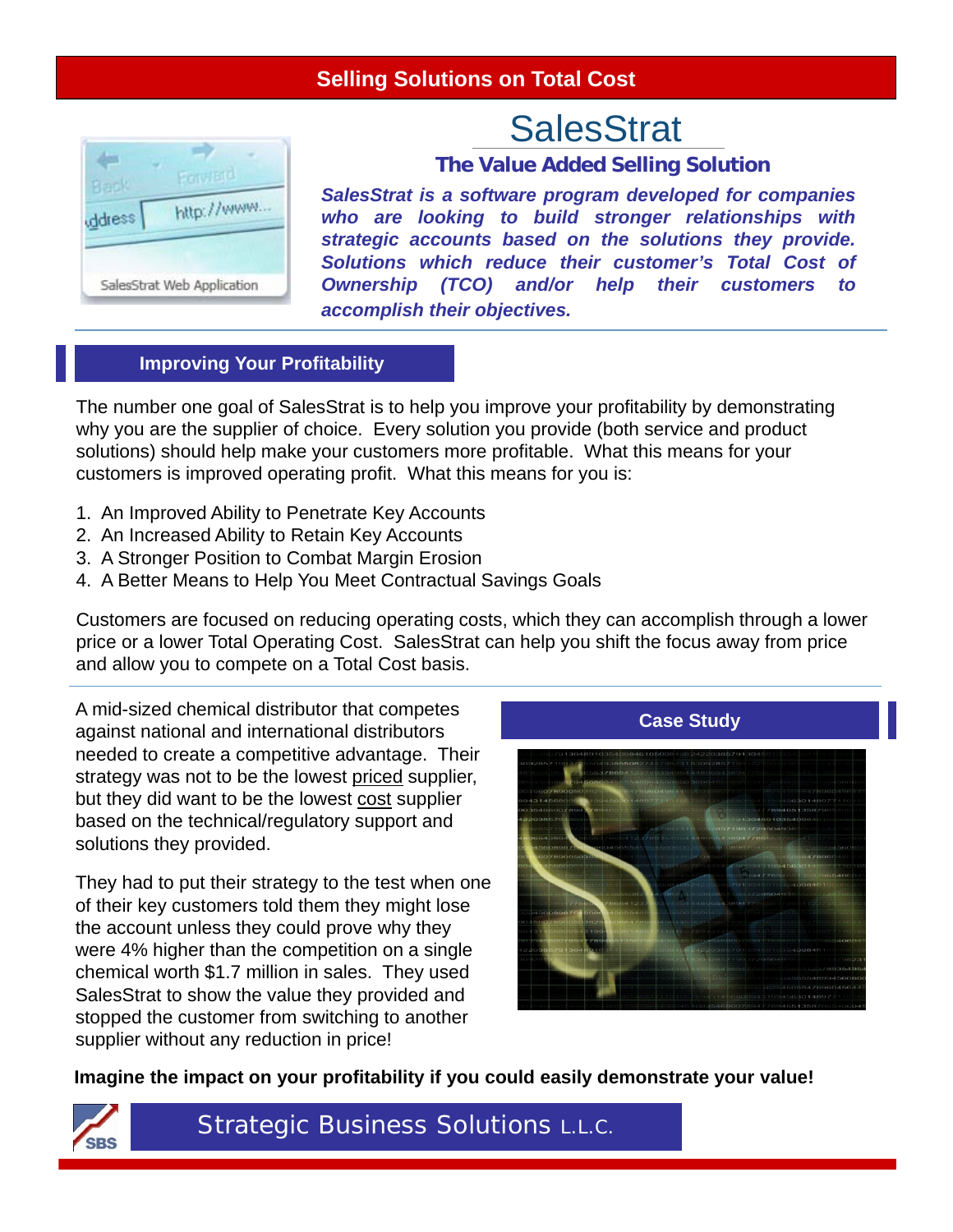# Selling Solutions on Total Cost

## SalesStrat

### The Value Added Selling Solution

*SalesStrat is a software program developed for companies who are looking to build stronger relationships with strategic accounts based on the solutions they provide. Solutions which reduce their customer's Total Cost of Ownership (TCO) and/or help their customers to accomplish their objectives.*

SalesStrat Web Application

## Improving Your Profitability

The number one goal of SalesStrat is to help you improve your profitability by demonstrating why you are the supplier of choice. Every solution you provide (both service and product solutions) should help make your customers more profitable. What this means for your customers is improved operating profit. What this means for you is:

1. An Improved Ability to Penetrate Key Accounts
2. An Increased Ability to Retain Key Accounts
3. A Stronger Position to Combat Margin Erosion
4. A Better Means to Help You Meet Contractual Savings Goals

Customers are focused on reducing operating costs, which they can accomplish through a lower price or a lower Total Operating Cost. SalesStrat can help you shift the focus away from price and allow you to compete on a Total Cost basis.

## Case Study

A mid-sized chemical distributor that competes against national and international distributors needed to create a competitive advantage. Their strategy was not to be the lowest priced supplier, but they did want to be the lowest cost supplier based on the technical/regulatory support and solutions they provided.

They had to put their strategy to the test when one of their key customers told them they might lose the account unless they could prove why they were 4% higher than the competition on a single chemical worth $1.7 million in sales. They used SalesStrat to show the value they provided and stopped the customer from switching to another supplier without any reduction in price!

**Imagine the impact on your profitability if you could easily demonstrate your value!**

SBS

Strategic Business Solutions L.L.C.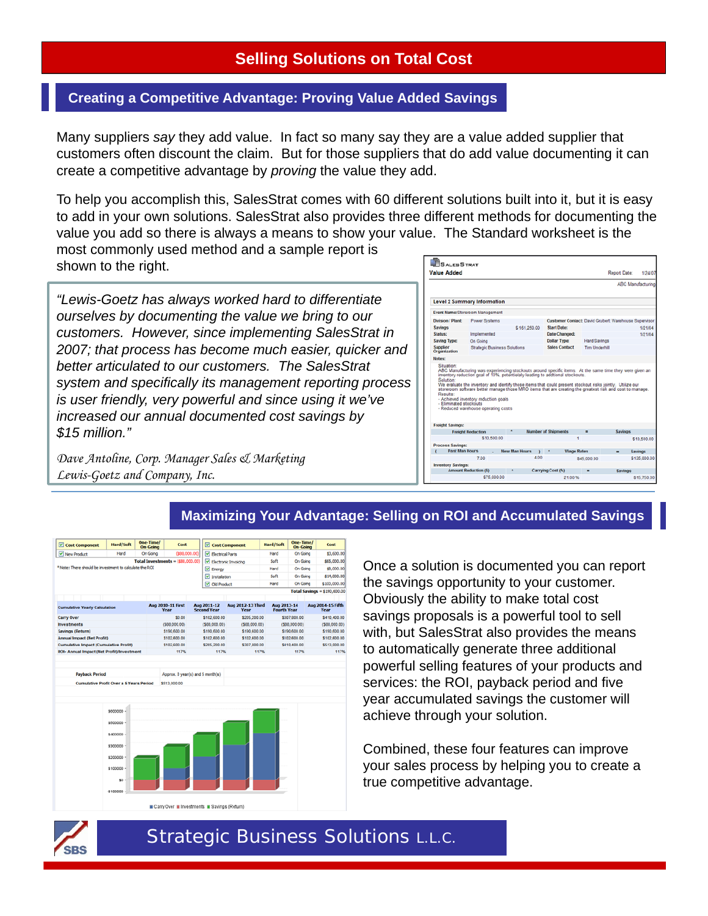# Selling Solutions on Total Cost

## Creating a Competitive Advantage: Proving Value Added Savings

Many suppliers *say* they add value. In fact so many say they are a value added supplier that customers often discount the claim. But for those suppliers that do add value documenting it can create a competitive advantage by *proving* the value they add.

To help you accomplish this, SalesStrat comes with 60 different solutions built into it, but it is easy to add in your own solutions. SalesStrat also provides three different methods for documenting the value you add so there is always a means to show your value. The Standard worksheet is the most commonly used method and a sample report is shown to the right.

> *"Lewis-Goetz has always worked hard to differentiate ourselves by documenting the value we bring to our customers. However, since implementing SalesStrat in 2007; that process has become much easier, quicker and better articulated to our customers. The SalesStrat system and specifically its management reporting process is user friendly, very powerful and since using it we've increased our annual documented cost savings by $15 million."*
>
> *Dave Antoline, Corp. Manager Sales & Marketing*
> *Lewis-Goetz and Company, Inc.*

## Maximizing Your Advantage: Selling on ROI and Accumulated Savings

Once a solution is documented you can report the savings opportunity to your customer. Obviously the ability to make total cost savings proposals is a powerful tool to sell with, but SalesStrat also provides the means to automatically generate three additional powerful selling features of your products and services: the ROI, payback period and five year accumulated savings the customer will achieve through your solution.

Combined, these four features can improve your sales process by helping you to create a true competitive advantage.

Strategic Business Solutions L.L.C.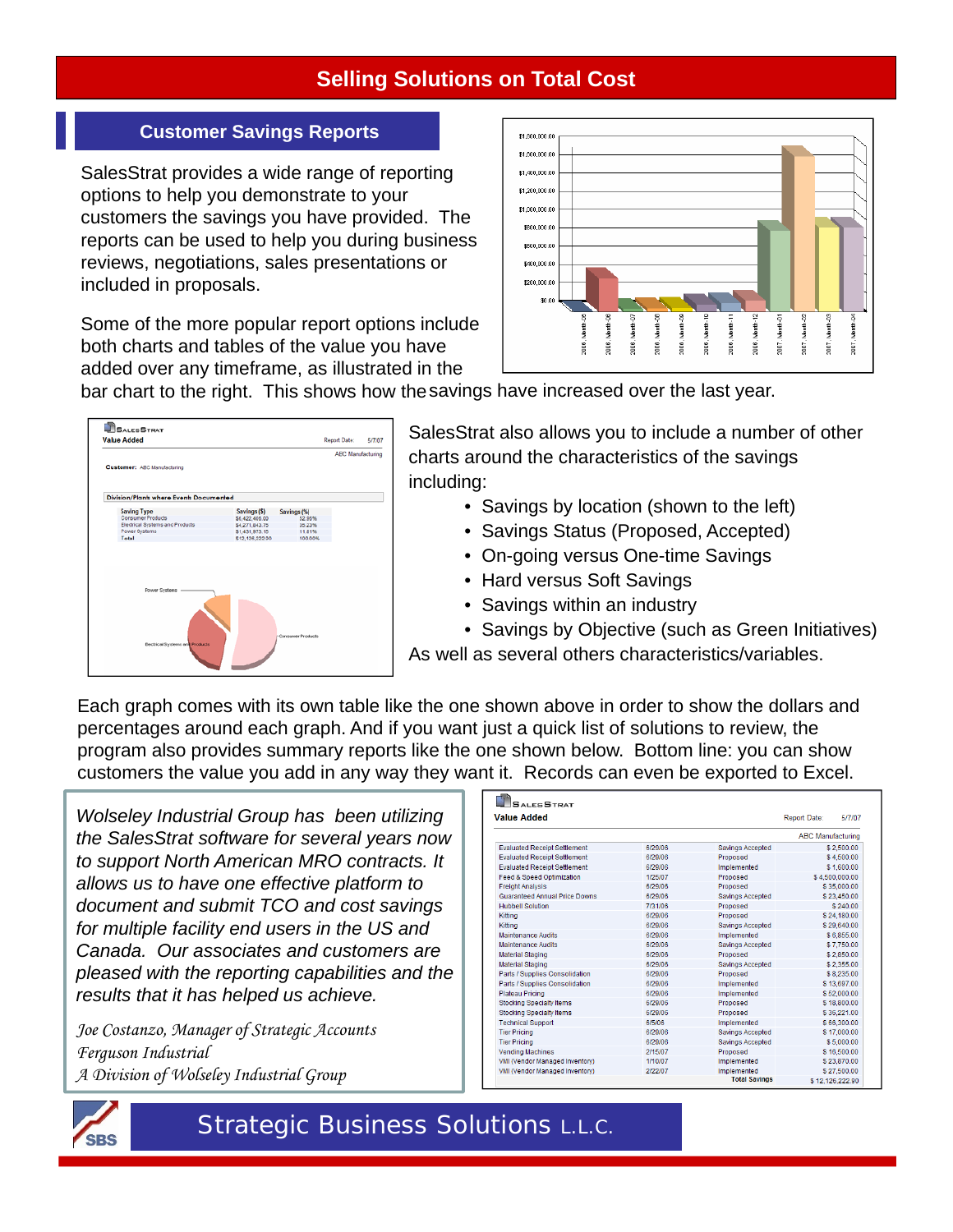# Selling Solutions on Total Cost

## Customer Savings Reports

SalesStrat provides a wide range of reporting options to help you demonstrate to your customers the savings you have provided. The reports can be used to help you during business reviews, negotiations, sales presentations or included in proposals.

Some of the more popular report options include both charts and tables of the value you have added over any timeframe, as illustrated in the bar chart to the right. This shows how the savings have increased over the last year.

SalesStrat also allows you to include a number of other charts around the characteristics of the savings including:

- Savings by location (shown to the left)
- Savings Status (Proposed, Accepted)
- On-going versus One-time Savings
- Hard versus Soft Savings
- Savings within an industry
- Savings by Objective (such as Green Initiatives)

As well as several others characteristics/variables.

Each graph comes with its own table like the one shown above in order to show the dollars and percentages around each graph. And if you want just a quick list of solutions to review, the program also provides summary reports like the one shown below. Bottom line: you can show customers the value you add in any way they want it. Records can even be exported to Excel.

*Wolseley Industrial Group has been utilizing the SalesStrat software for several years now to support North American MRO contracts. It allows us to have one effective platform to document and submit TCO and cost savings for multiple facility end users in the US and Canada. Our associates and customers are pleased with the reporting capabilities and the results that it has helped us achieve.*

*Joe Costanzo, Manager of Strategic Accounts*
*Ferguson Industrial*
*A Division of Wolseley Industrial Group*

Strategic Business Solutions L.L.C.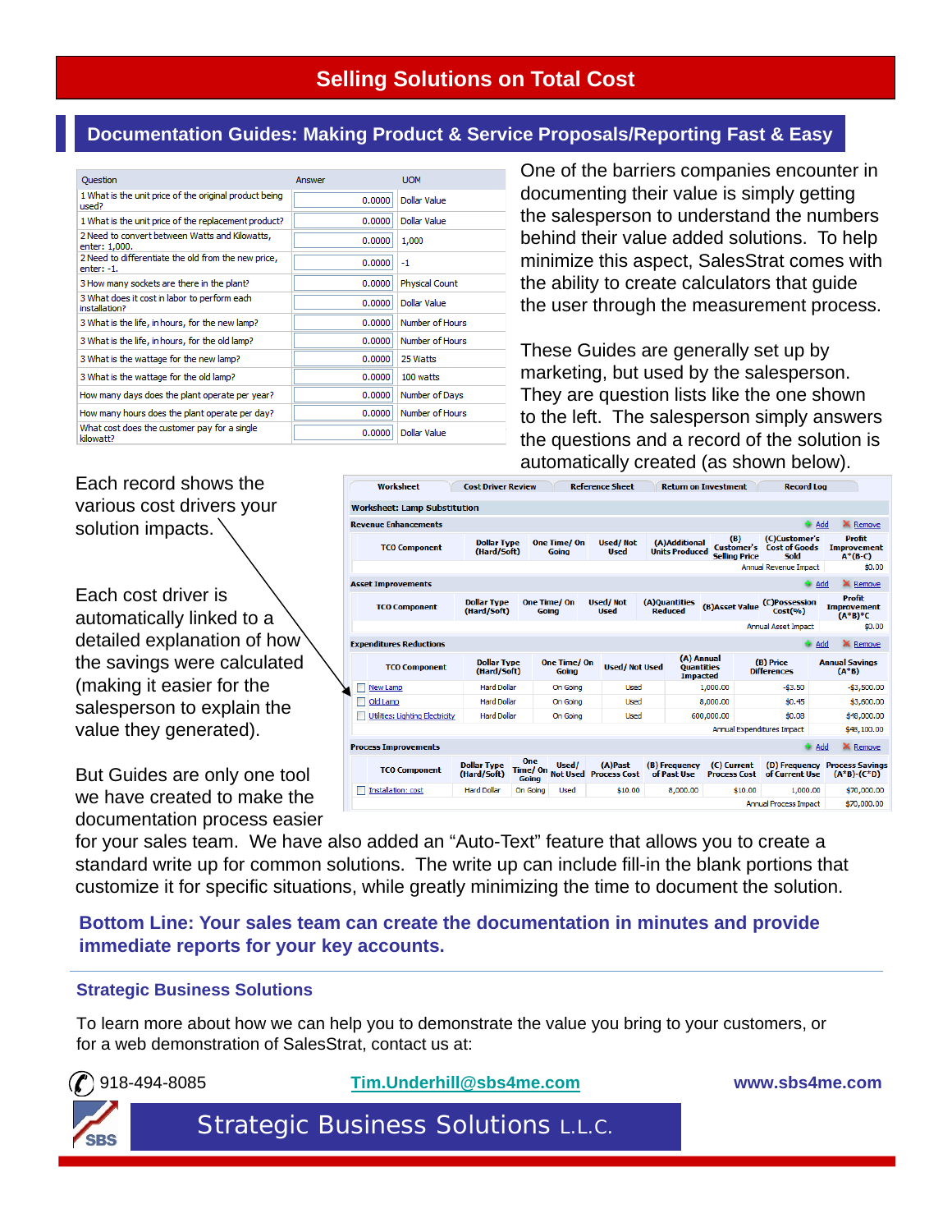# Selling Solutions on Total Cost

## Documentation Guides: Making Product & Service Proposals/Reporting Fast & Easy

| Question | Answer | UOM |
|---|---|---|
| 1 What is the unit price of the original product being used? | 0.0000 | Dollar Value |
| 1 What is the unit price of the replacement product? | 0.0000 | Dollar Value |
| 2 Need to convert between Watts and Kilowatts, enter: 1,000. | 0.0000 | 1,000 |
| 2 Need to differentiate the old from the new price, enter: -1. | 0.0000 | -1 |
| 3 How many sockets are there in the plant? | 0.0000 | Physcal Count |
| 3 What does it cost in labor to perform each installation? | 0.0000 | Dollar Value |
| 3 What is the life, in hours, for the new lamp? | 0.0000 | Number of Hours |
| 3 What is the life, in hours, for the old lamp? | 0.0000 | Number of Hours |
| 3 What is the wattage for the new lamp? | 0.0000 | 25 Watts |
| 3 What is the wattage for the old lamp? | 0.0000 | 100 watts |
| How many days does the plant operate per year? | 0.0000 | Number of Days |
| How many hours does the plant operate per day? | 0.0000 | Number of Hours |
| What cost does the customer pay for a single kilowatt? | 0.0000 | Dollar Value |

One of the barriers companies encounter in documenting their value is simply getting the salesperson to understand the numbers behind their value added solutions. To help minimize this aspect, SalesStrat comes with the ability to create calculators that guide the user through the measurement process.

These Guides are generally set up by marketing, but used by the salesperson. They are question lists like the one shown to the left. The salesperson simply answers the questions and a record of the solution is automatically created (as shown below).

Each record shows the various cost drivers your solution impacts.

Each cost driver is automatically linked to a detailed explanation of how the savings were calculated (making it easier for the salesperson to explain the value they generated).

Worksheet | Cost Driver Review | Reference Sheet | Return on Investment | Record Log

**Worksheet: Lamp Substitution**

**Revenue Enhancements** — Add / Remove

| TCO Component | Dollar Type (Hard/Soft) | One Time/ On Going | Used/ Not Used | (A)Additional Units Produced | (B) Customer's Selling Price | (C)Customer's Cost of Goods Sold | Profit Improvement A*(B-C) |
|---|---|---|---|---|---|---|---|
| | | | | | | Annual Revenue Impact | $0.00 |

**Asset Improvements** — Add / Remove

| TCO Component | Dollar Type (Hard/Soft) | One Time/ On Going | Used/ Not Used | (A)Quantities Reduced | (B)Asset Value | (C)Possession Cost(%) | Profit Improvement (A*B)*C |
|---|---|---|---|---|---|---|---|
| | | | | | | Annual Asset Impact | $0.00 |

**Expenditures Reductions** — Add / Remove

| TCO Component | Dollar Type (Hard/Soft) | One Time/ On Going | Used/ Not Used | (A) Annual Quantities Impacted | (B) Price Differences | Annual Savings (A*B) |
|---|---|---|---|---|---|---|
| New Lamp | Hard Dollar | On Going | Used | 1,000.00 | -$3.50 | -$3,500.00 |
| Old Lamp | Hard Dollar | On Going | Used | 8,000.00 | $0.45 | $3,600.00 |
| Utilities: Lighting Electricity | Hard Dollar | On Going | Used | 600,000.00 | $0.08 | $48,000.00 |
| | | | | | Annual Expenditures Impact | $48,100.00 |

**Process Improvements** — Add / Remove

| TCO Component | Dollar Type (Hard/Soft) | One Time/ On Going | Used/ Not Used | (A)Past Process Cost | (B) Frequency of Past Use | (C) Current Process Cost | (D) Frequency of Current Use | Process Savings (A*B)-(C*D) |
|---|---|---|---|---|---|---|---|---|
| Installation: cost | Hard Dollar | On Going | Used | $10.00 | 8,000.00 | $10.00 | 1,000.00 | $70,000.00 |
| | | | | | | | Annual Process Impact | $70,000.00 |

But Guides are only one tool we have created to make the documentation process easier for your sales team. We have also added an "Auto-Text" feature that allows you to create a standard write up for common solutions. The write up can include fill-in the blank portions that customize it for specific situations, while greatly minimizing the time to document the solution.

**Bottom Line: Your sales team can create the documentation in minutes and provide immediate reports for your key accounts.**

### Strategic Business Solutions

To learn more about how we can help you to demonstrate the value you bring to your customers, or for a web demonstration of SalesStrat, contact us at:

918-494-8085 | Tim.Underhill@sbs4me.com | www.sbs4me.com

SBS — Strategic Business Solutions L.L.C.